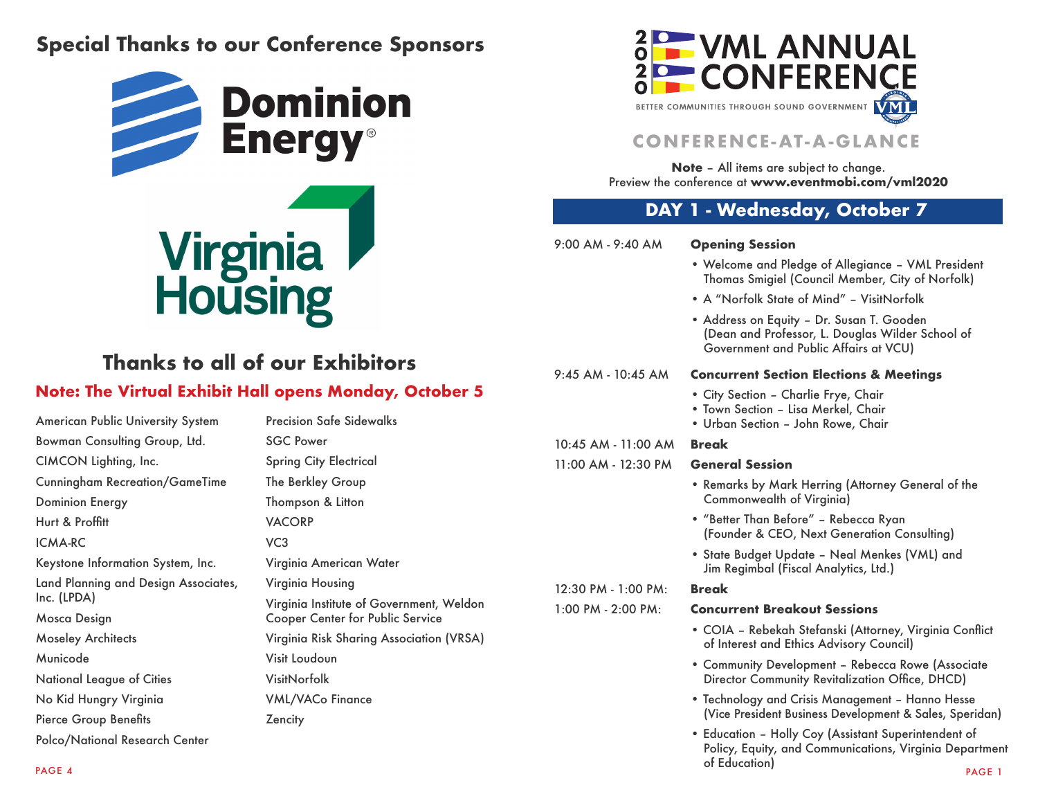## Special Thanks to our Conference Sponsors

Dominion Energy®

Virginia Housing

## Thanks to all of our Exhibitors

**Note: The Virtual Exhibit Hall opens Monday, October 5**

- American Public University System
- Bowman Consulting Group, Ltd.
- CIMCON Lighting, Inc.
- Cunningham Recreation/GameTime
- Dominion Energy
- Hurt & Proffitt
- ICMA-RC
- Keystone Information System, Inc.
- Land Planning and Design Associates, Inc. (LPDA)
- Mosca Design
- Moseley Architects
- Municode
- National League of Cities
- No Kid Hungry Virginia
- Pierce Group Benefits
- Polco/National Research Center
- Precision Safe Sidewalks
- SGC Power
- Spring City Electrical
- The Berkley Group
- Thompson & Litton
- VACORP
- VC3
- Virginia American Water
- Virginia Housing
- Virginia Institute of Government, Weldon Cooper Center for Public Service
- Virginia Risk Sharing Association (VRSA)
- Visit Loudoun
- VisitNorfolk
- VML/VACo Finance
- Zencity

# 2020 VML ANNUAL CONFERENCE

BETTER COMMUNITIES THROUGH SOUND GOVERNMENT

## CONFERENCE-AT-A-GLANCE

**Note** – All items are subject to change.
Preview the conference at **www.eventmobi.com/vml2020**

## DAY 1 - Wednesday, October 7

**9:00 AM - 9:40 AM — Opening Session**

- Welcome and Pledge of Allegiance – VML President Thomas Smigiel (Council Member, City of Norfolk)
- A "Norfolk State of Mind" – VisitNorfolk
- Address on Equity – Dr. Susan T. Gooden (Dean and Professor, L. Douglas Wilder School of Government and Public Affairs at VCU)

**9:45 AM - 10:45 AM — Concurrent Section Elections & Meetings**

- City Section – Charlie Frye, Chair
- Town Section – Lisa Merkel, Chair
- Urban Section – John Rowe, Chair

**10:45 AM - 11:00 AM — Break**

**11:00 AM - 12:30 PM — General Session**

- Remarks by Mark Herring (Attorney General of the Commonwealth of Virginia)
- "Better Than Before" – Rebecca Ryan (Founder & CEO, Next Generation Consulting)
- State Budget Update – Neal Menkes (VML) and Jim Regimbal (Fiscal Analytics, Ltd.)

**12:30 PM - 1:00 PM: — Break**

**1:00 PM - 2:00 PM: — Concurrent Breakout Sessions**

- COIA – Rebekah Stefanski (Attorney, Virginia Conflict of Interest and Ethics Advisory Council)
- Community Development – Rebecca Rowe (Associate Director Community Revitalization Office, DHCD)
- Technology and Crisis Management – Hanno Hesse (Vice President Business Development & Sales, Speridan)
- Education – Holly Coy (Assistant Superintendent of Policy, Equity, and Communications, Virginia Department of Education)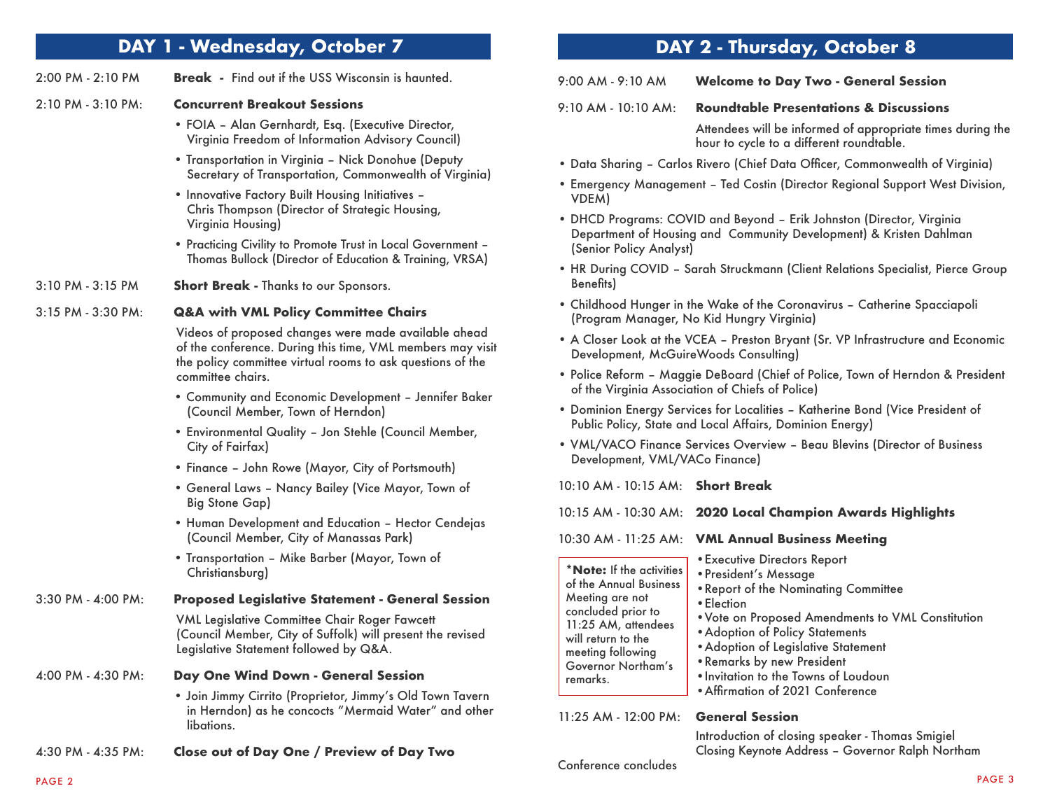## DAY 1 - Wednesday, October 7

2:00 PM - 2:10 PM **Break -** Find out if the USS Wisconsin is haunted.

2:10 PM - 3:10 PM: **Concurrent Breakout Sessions**

- FOIA – Alan Gernhardt, Esq. (Executive Director, Virginia Freedom of Information Advisory Council)
- Transportation in Virginia – Nick Donohue (Deputy Secretary of Transportation, Commonwealth of Virginia)
- Innovative Factory Built Housing Initiatives – Chris Thompson (Director of Strategic Housing, Virginia Housing)
- Practicing Civility to Promote Trust in Local Government – Thomas Bullock (Director of Education & Training, VRSA)

3:10 PM - 3:15 PM **Short Break -** Thanks to our Sponsors.

3:15 PM - 3:30 PM: **Q&A with VML Policy Committee Chairs**

Videos of proposed changes were made available ahead of the conference. During this time, VML members may visit the policy committee virtual rooms to ask questions of the committee chairs.

- Community and Economic Development – Jennifer Baker (Council Member, Town of Herndon)
- Environmental Quality – Jon Stehle (Council Member, City of Fairfax)
- Finance – John Rowe (Mayor, City of Portsmouth)
- General Laws – Nancy Bailey (Vice Mayor, Town of Big Stone Gap)
- Human Development and Education – Hector Cendejas (Council Member, City of Manassas Park)
- Transportation – Mike Barber (Mayor, Town of Christiansburg)

3:30 PM - 4:00 PM: **Proposed Legislative Statement - General Session**

VML Legislative Committee Chair Roger Fawcett (Council Member, City of Suffolk) will present the revised Legislative Statement followed by Q&A.

4:00 PM - 4:30 PM: **Day One Wind Down - General Session**

- Join Jimmy Cirrito (Proprietor, Jimmy's Old Town Tavern in Herndon) as he concocts "Mermaid Water" and other libations.

4:30 PM - 4:35 PM: **Close out of Day One / Preview of Day Two**

## DAY 2 - Thursday, October 8

9:00 AM - 9:10 AM **Welcome to Day Two - General Session**

9:10 AM - 10:10 AM: **Roundtable Presentations & Discussions**

Attendees will be informed of appropriate times during the hour to cycle to a different roundtable.

- Data Sharing – Carlos Rivero (Chief Data Officer, Commonwealth of Virginia)
- Emergency Management – Ted Costin (Director Regional Support West Division, VDEM)
- DHCD Programs: COVID and Beyond – Erik Johnston (Director, Virginia Department of Housing and Community Development) & Kristen Dahlman (Senior Policy Analyst)
- HR During COVID – Sarah Struckmann (Client Relations Specialist, Pierce Group Benefits)
- Childhood Hunger in the Wake of the Coronavirus – Catherine Spacciapoli (Program Manager, No Kid Hungry Virginia)
- A Closer Look at the VCEA – Preston Bryant (Sr. VP Infrastructure and Economic Development, McGuireWoods Consulting)
- Police Reform – Maggie DeBoard (Chief of Police, Town of Herndon & President of the Virginia Association of Chiefs of Police)
- Dominion Energy Services for Localities – Katherine Bond (Vice President of Public Policy, State and Local Affairs, Dominion Energy)
- VML/VACO Finance Services Overview – Beau Blevins (Director of Business Development, VML/VACo Finance)

10:10 AM - 10:15 AM: **Short Break**

10:15 AM - 10:30 AM: **2020 Local Champion Awards Highlights**

10:30 AM - 11:25 AM: **VML Annual Business Meeting**

- Executive Directors Report
- President's Message
- Report of the Nominating Committee
- Election
- Vote on Proposed Amendments to VML Constitution
- Adoption of Policy Statements
- Adoption of Legislative Statement
- Remarks by new President
- Invitation to the Towns of Loudoun
- Affirmation of 2021 Conference

***Note:** If the activities of the Annual Business Meeting are not concluded prior to 11:25 AM, attendees will return to the meeting following Governor Northam's remarks.

11:25 AM - 12:00 PM: **General Session**

Introduction of closing speaker - Thomas Smigiel
Closing Keynote Address – Governor Ralph Northam

Conference concludes